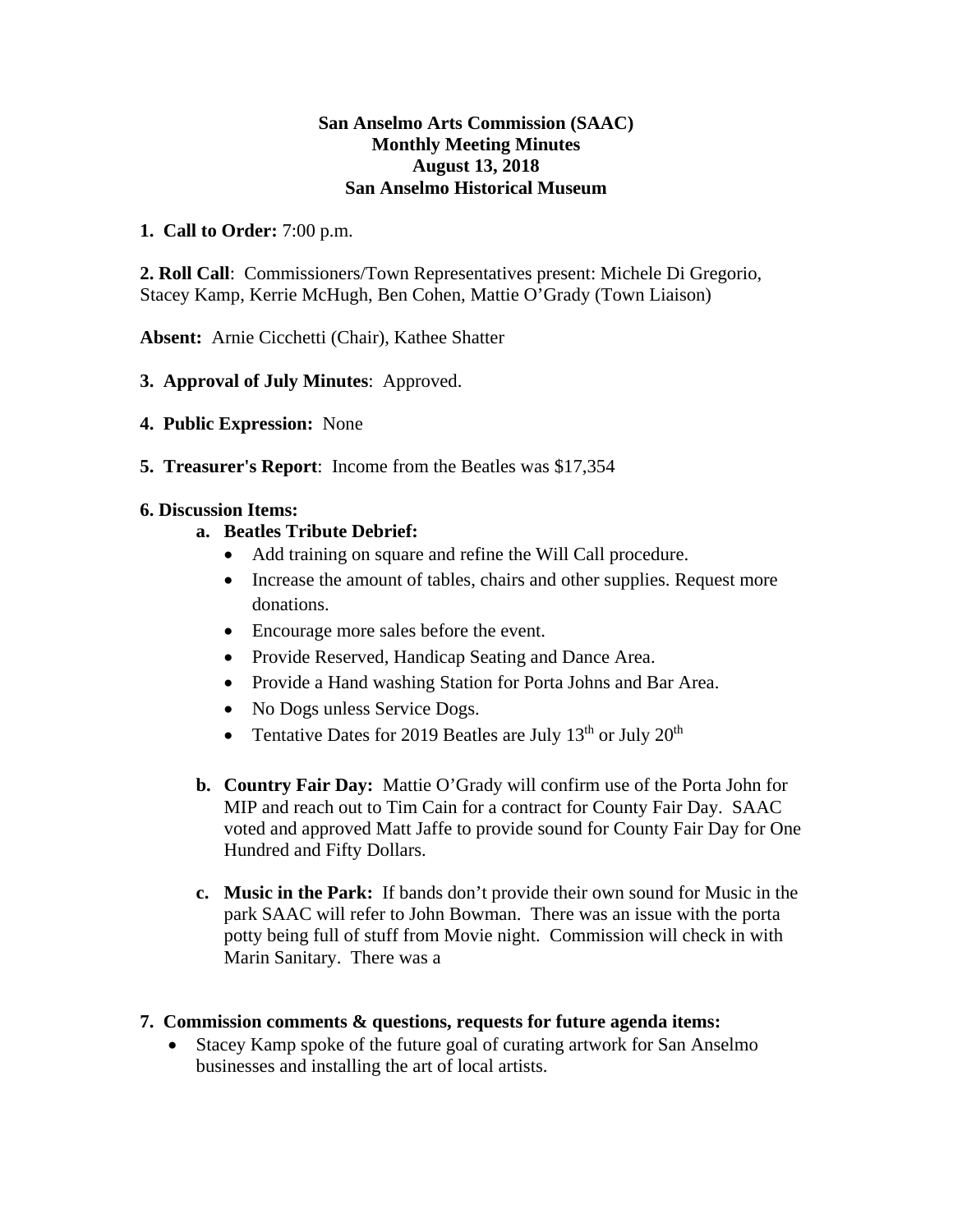**San Anselmo Arts Commission (SAAC)**
**Monthly Meeting Minutes**
**August 13, 2018**
**San Anselmo Historical Museum**

**1. Call to Order:** 7:00 p.m.

**2. Roll Call**: Commissioners/Town Representatives present: Michele Di Gregorio, Stacey Kamp, Kerrie McHugh, Ben Cohen, Mattie O'Grady (Town Liaison)

**Absent:** Arnie Cicchetti (Chair), Kathee Shatter

**3. Approval of July Minutes**: Approved.

**4. Public Expression:** None

**5. Treasurer's Report**: Income from the Beatles was $17,354

**6. Discussion Items:**

a. **Beatles Tribute Debrief:**
   - Add training on square and refine the Will Call procedure.
   - Increase the amount of tables, chairs and other supplies. Request more donations.
   - Encourage more sales before the event.
   - Provide Reserved, Handicap Seating and Dance Area.
   - Provide a Hand washing Station for Porta Johns and Bar Area.
   - No Dogs unless Service Dogs.
   - Tentative Dates for 2019 Beatles are July 13th or July 20th

b. **Country Fair Day:** Mattie O'Grady will confirm use of the Porta John for MIP and reach out to Tim Cain for a contract for County Fair Day. SAAC voted and approved Matt Jaffe to provide sound for County Fair Day for One Hundred and Fifty Dollars.

c. **Music in the Park:** If bands don't provide their own sound for Music in the park SAAC will refer to John Bowman. There was an issue with the porta potty being full of stuff from Movie night. Commission will check in with Marin Sanitary. There was a

**7. Commission comments & questions, requests for future agenda items:**

- Stacey Kamp spoke of the future goal of curating artwork for San Anselmo businesses and installing the art of local artists.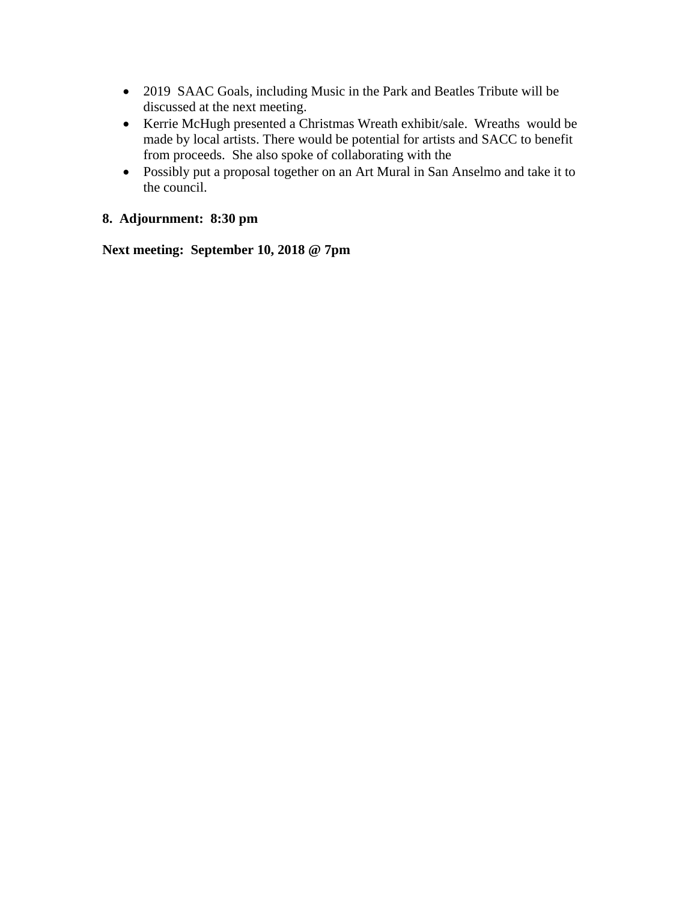- 2019 SAAC Goals, including Music in the Park and Beatles Tribute will be discussed at the next meeting.
- Kerrie McHugh presented a Christmas Wreath exhibit/sale. Wreaths would be made by local artists. There would be potential for artists and SACC to benefit from proceeds. She also spoke of collaborating with the
- Possibly put a proposal together on an Art Mural in San Anselmo and take it to the council.

**8. Adjournment: 8:30 pm**

**Next meeting: September 10, 2018 @ 7pm**